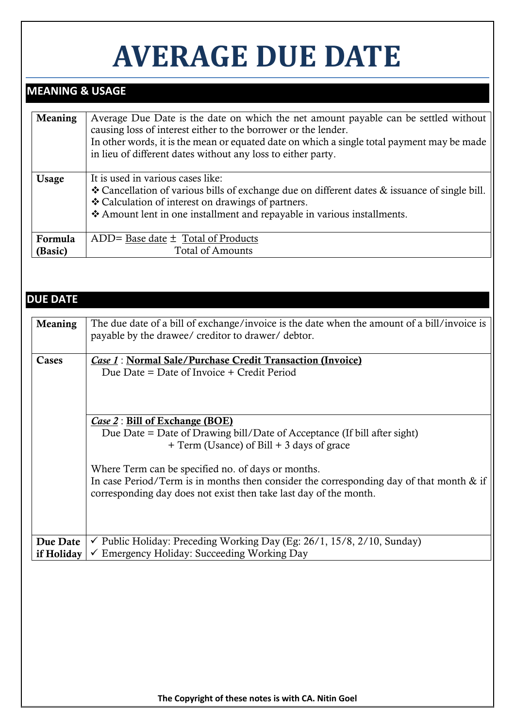# AVERAGE DUE DATE

## MEANING & USAGE

| | |
|---|---|
| **Meaning** | Average Due Date is the date on which the net amount payable can be settled without causing loss of interest either to the borrower or the lender.<br>In other words, it is the mean or equated date on which a single total payment may be made in lieu of different dates without any loss to either party. |
| **Usage** | It is used in various cases like:<br>❖ Cancellation of various bills of exchange due on different dates & issuance of single bill.<br>❖ Calculation of interest on drawings of partners.<br>❖ Amount lent in one installment and repayable in various installments. |
| **Formula (Basic)** | $\text{ADD} = \text{Base date} \pm \dfrac{\text{Total of Products}}{\text{Total of Amounts}}$ |

## DUE DATE

| | |
|---|---|
| **Meaning** | The due date of a bill of exchange/invoice is the date when the amount of a bill/invoice is payable by the drawee/ creditor to drawer/ debtor. |
| **Cases** | ***Case 1*** : **Normal Sale/Purchase Credit Transaction (Invoice)**<br>Due Date = Date of Invoice + Credit Period |
| | ***Case 2*** : **Bill of Exchange (BOE)**<br>Due Date = Date of Drawing bill/Date of Acceptance (If bill after sight) + Term (Usance) of Bill + 3 days of grace<br><br>Where Term can be specified no. of days or months.<br>In case Period/Term is in months then consider the corresponding day of that month & if corresponding day does not exist then take last day of the month. |
| **Due Date if Holiday** | ✓ Public Holiday: Preceding Working Day (Eg: 26/1, 15/8, 2/10, Sunday)<br>✓ Emergency Holiday: Succeeding Working Day |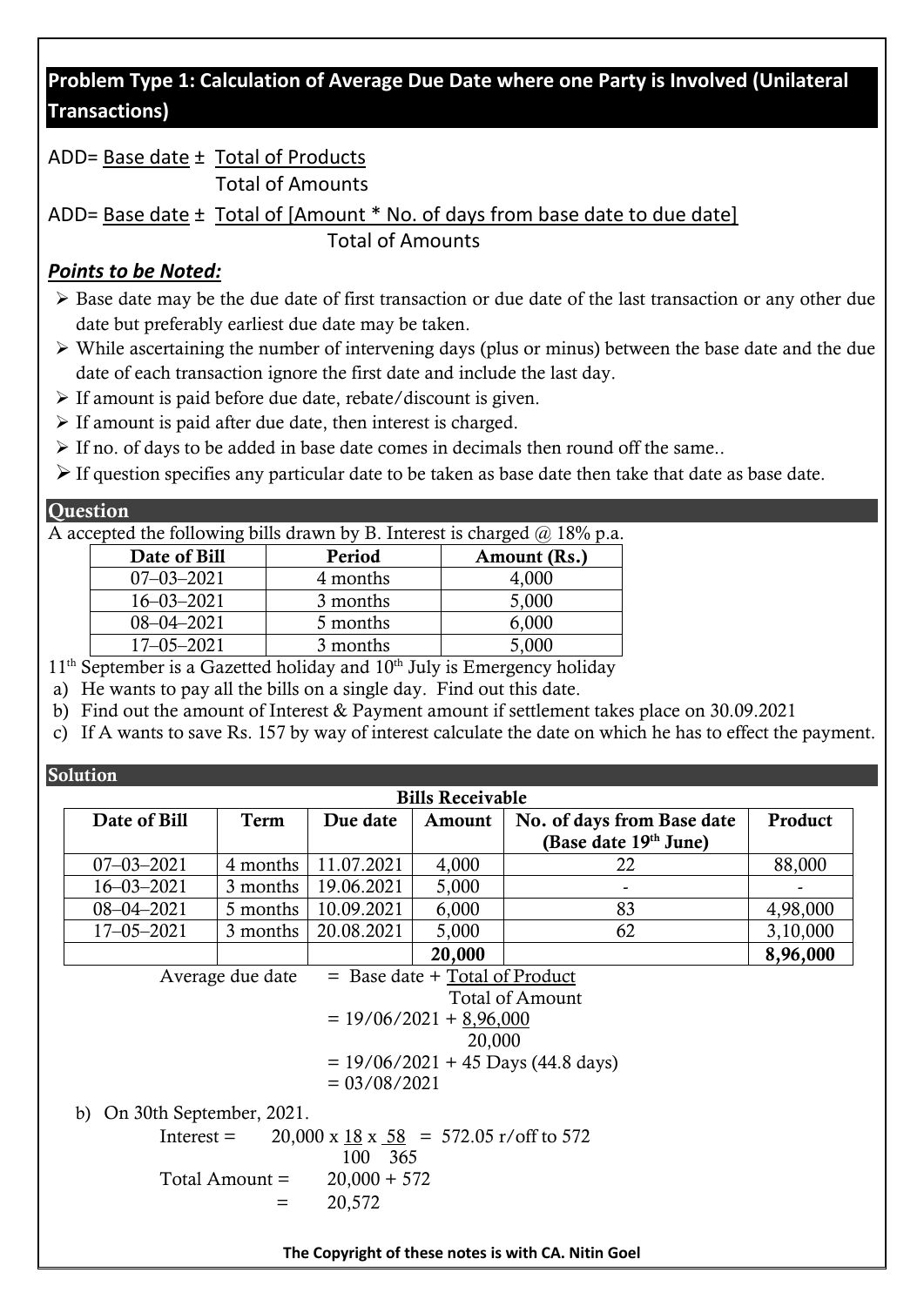## Problem Type 1: Calculation of Average Due Date where one Party is Involved (Unilateral Transactions)

$$ADD = \text{Base date} \pm \frac{\text{Total of Products}}{\text{Total of Amounts}}$$

$$ADD = \text{Base date} \pm \frac{\text{Total of [Amount * No. of days from base date to due date]}}{\text{Total of Amounts}}$$

### *Points to be Noted:*

- Base date may be the due date of first transaction or due date of the last transaction or any other due date but preferably earliest due date may be taken.
- While ascertaining the number of intervening days (plus or minus) between the base date and the due date of each transaction ignore the first date and include the last day.
- If amount is paid before due date, rebate/discount is given.
- If amount is paid after due date, then interest is charged.
- If no. of days to be added in base date comes in decimals then round off the same..
- If question specifies any particular date to be taken as base date then take that date as base date.

### Question

A accepted the following bills drawn by B. Interest is charged @ 18% p.a.

| Date of Bill | Period | Amount (Rs.) |
|---|---|---|
| 07–03–2021 | 4 months | 4,000 |
| 16–03–2021 | 3 months | 5,000 |
| 08–04–2021 | 5 months | 6,000 |
| 17–05–2021 | 3 months | 5,000 |

11th September is a Gazetted holiday and 10th July is Emergency holiday

a) He wants to pay all the bills on a single day. Find out this date.
b) Find out the amount of Interest & Payment amount if settlement takes place on 30.09.2021
c) If A wants to save Rs. 157 by way of interest calculate the date on which he has to effect the payment.

### Solution

**Bills Receivable**

| Date of Bill | Term | Due date | Amount | No. of days from Base date (Base date 19th June) | Product |
|---|---|---|---|---|---|
| 07–03–2021 | 4 months | 11.07.2021 | 4,000 | 22 | 88,000 |
| 16–03–2021 | 3 months | 19.06.2021 | 5,000 | - | - |
| 08–04–2021 | 5 months | 10.09.2021 | 6,000 | 83 | 4,98,000 |
| 17–05–2021 | 3 months | 20.08.2021 | 5,000 | 62 | 3,10,000 |
| | | | **20,000** | | **8,96,000** |

Average due date $= \text{Base date} + \frac{\text{Total of Product}}{\text{Total of Amount}}$

$= 19/06/2021 + \frac{8,96,000}{20,000}$

$= 19/06/2021 + 45$ Days (44.8 days)

$= 03/08/2021$

b) On 30th September, 2021.

Interest $= 20,000 \times \frac{18}{100} \times \frac{58}{365} = 572.05$ r/off to 572

Total Amount $= 20,000 + 572$

$= 20,572$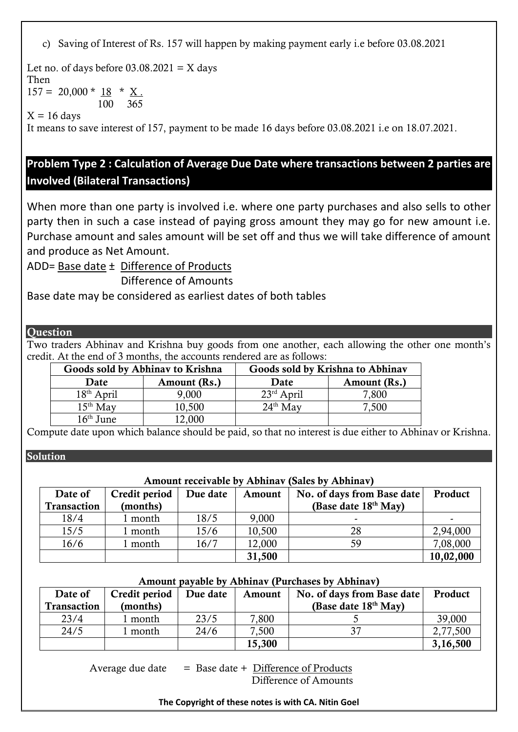c) Saving of Interest of Rs. 157 will happen by making payment early i.e before 03.08.2021

Let no. of days before 03.08.2021 = X days
Then

$$157 = 20{,}000 * \frac{18}{100} * \frac{X}{365}$$

X = 16 days

It means to save interest of 157, payment to be made 16 days before 03.08.2021 i.e on 18.07.2021.

## Problem Type 2 : Calculation of Average Due Date where transactions between 2 parties are Involved (Bilateral Transactions)

When more than one party is involved i.e. where one party purchases and also sells to other party then in such a case instead of paying gross amount they may go for new amount i.e. Purchase amount and sales amount will be set off and thus we will take difference of amount and produce as Net Amount.

$$ADD = \text{Base date} \pm \frac{\text{Difference of Products}}{\text{Difference of Amounts}}$$

Base date may be considered as earliest dates of both tables

### Question

Two traders Abhinav and Krishna buy goods from one another, each allowing the other one month's credit. At the end of 3 months, the accounts rendered are as follows:

| Goods sold by Abhinav to Krishna | | Goods sold by Krishna to Abhinav | |
|---|---|---|---|
| **Date** | **Amount (Rs.)** | **Date** | **Amount (Rs.)** |
| 18th April | 9,000 | 23rd April | 7,800 |
| 15th May | 10,500 | 24th May | 7,500 |
| 16th June | 12,000 | | |

Compute date upon which balance should be paid, so that no interest is due either to Abhinav or Krishna.

### Solution

**Amount receivable by Abhinav (Sales by Abhinav)**

| Date of Transaction | Credit period (months) | Due date | Amount | No. of days from Base date (Base date 18th May) | Product |
|---|---|---|---|---|---|
| 18/4 | 1 month | 18/5 | 9,000 | - | - |
| 15/5 | 1 month | 15/6 | 10,500 | 28 | 2,94,000 |
| 16/6 | 1 month | 16/7 | 12,000 | 59 | 7,08,000 |
| | | | **31,500** | | **10,02,000** |

**Amount payable by Abhinav (Purchases by Abhinav)**

| Date of Transaction | Credit period (months) | Due date | Amount | No. of days from Base date (Base date 18th May) | Product |
|---|---|---|---|---|---|
| 23/4 | 1 month | 23/5 | 7,800 | 5 | 39,000 |
| 24/5 | 1 month | 24/6 | 7,500 | 37 | 2,77,500 |
| | | | **15,300** | | **3,16,500** |

$$\text{Average due date} = \text{Base date} + \frac{\text{Difference of Products}}{\text{Difference of Amounts}}$$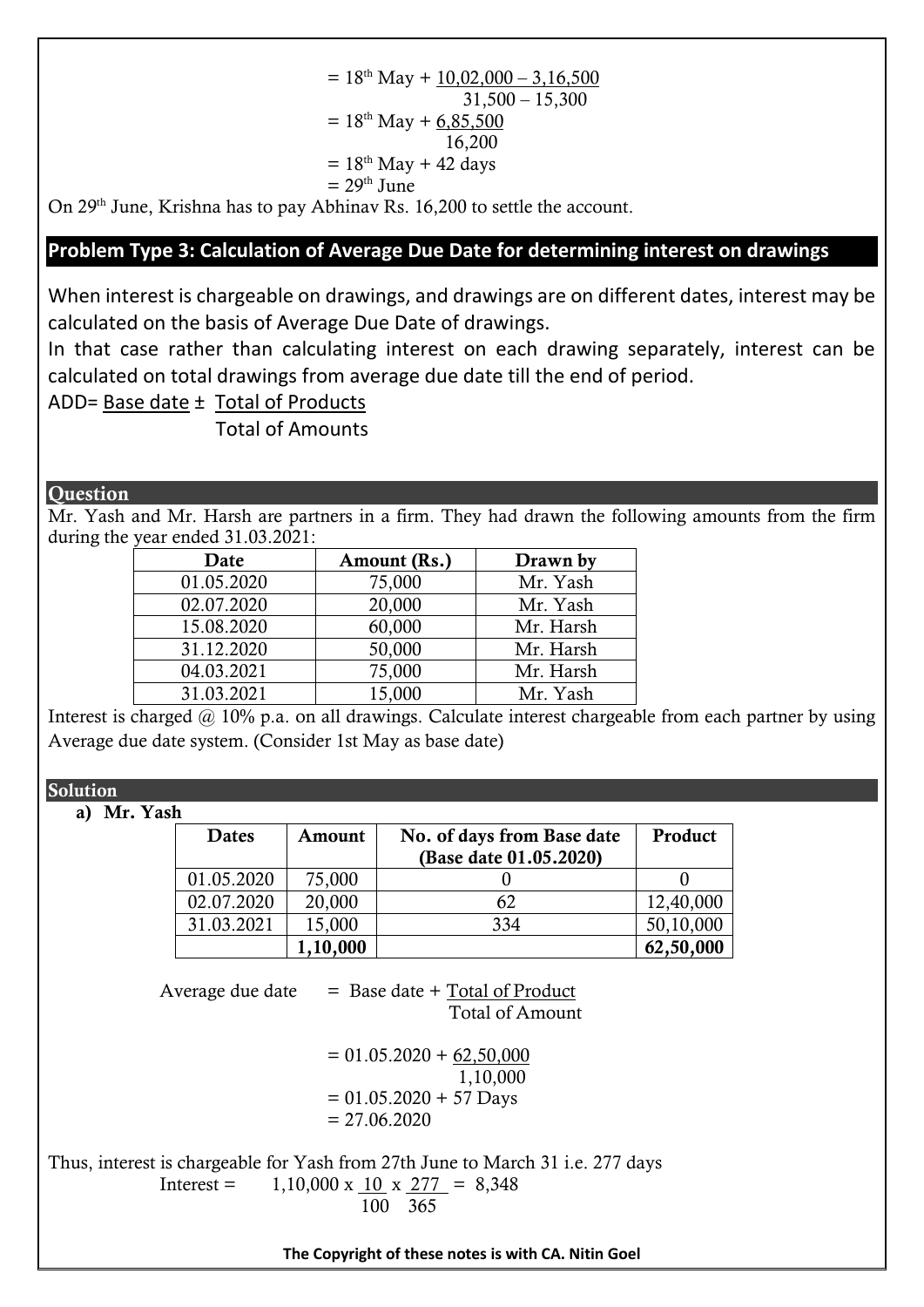$$= 18^{th} \text{ May} + \frac{10,02,000 - 3,16,500}{31,500 - 15,300}$$

$$= 18^{th} \text{ May} + \frac{6,85,500}{16,200}$$

$$= 18^{th} \text{ May} + 42 \text{ days}$$

$$= 29^{th} \text{ June}$$

On 29th June, Krishna has to pay Abhinav Rs. 16,200 to settle the account.

## Problem Type 3: Calculation of Average Due Date for determining interest on drawings

When interest is chargeable on drawings, and drawings are on different dates, interest may be calculated on the basis of Average Due Date of drawings.

In that case rather than calculating interest on each drawing separately, interest can be calculated on total drawings from average due date till the end of period.

$$\text{ADD} = \text{Base date} \pm \frac{\text{Total of Products}}{\text{Total of Amounts}}$$

### Question

Mr. Yash and Mr. Harsh are partners in a firm. They had drawn the following amounts from the firm during the year ended 31.03.2021:

| Date | Amount (Rs.) | Drawn by |
|---|---|---|
| 01.05.2020 | 75,000 | Mr. Yash |
| 02.07.2020 | 20,000 | Mr. Yash |
| 15.08.2020 | 60,000 | Mr. Harsh |
| 31.12.2020 | 50,000 | Mr. Harsh |
| 04.03.2021 | 75,000 | Mr. Harsh |
| 31.03.2021 | 15,000 | Mr. Yash |

Interest is charged @ 10% p.a. on all drawings. Calculate interest chargeable from each partner by using Average due date system. (Consider 1st May as base date)

### Solution

**a) Mr. Yash**

| Dates | Amount | No. of days from Base date (Base date 01.05.2020) | Product |
|---|---|---|---|
| 01.05.2020 | 75,000 | 0 | 0 |
| 02.07.2020 | 20,000 | 62 | 12,40,000 |
| 31.03.2021 | 15,000 | 334 | 50,10,000 |
| | **1,10,000** | | **62,50,000** |

$$\text{Average due date} = \text{Base date} + \frac{\text{Total of Product}}{\text{Total of Amount}}$$

$$= 01.05.2020 + \frac{62,50,000}{1,10,000}$$

$$= 01.05.2020 + 57 \text{ Days}$$

$$= 27.06.2020$$

Thus, interest is chargeable for Yash from 27th June to March 31 i.e. 277 days

$$\text{Interest} = 1,10,000 \times \frac{10}{100} \times \frac{277}{365} = 8,348$$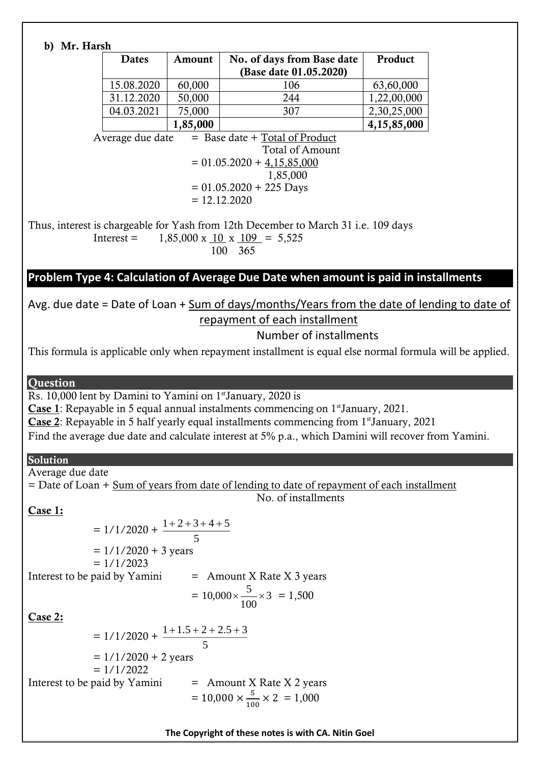**b) Mr. Harsh**

| Dates | Amount | No. of days from Base date (Base date 01.05.2020) | Product |
|---|---|---|---|
| 15.08.2020 | 60,000 | 106 | 63,60,000 |
| 31.12.2020 | 50,000 | 244 | 1,22,00,000 |
| 04.03.2021 | 75,000 | 307 | 2,30,25,000 |
| | **1,85,000** | | **4,15,85,000** |

Average due date $= \text{Base date} + \dfrac{\text{Total of Product}}{\text{Total of Amount}}$

$= 01.05.2020 + \dfrac{4,15,85,000}{1,85,000}$

$= 01.05.2020 + 225$ Days

$= 12.12.2020$

Thus, interest is chargeable for Yash from 12th December to March 31 i.e. 109 days

Interest $= 1,85,000 \times \dfrac{10}{100} \times \dfrac{109}{365} = 5,525$

## Problem Type 4: Calculation of Average Due Date when amount is paid in installments

$$\text{Avg. due date} = \text{Date of Loan} + \frac{\text{Sum of days/months/Years from the date of lending to date of repayment of each installment}}{\text{Number of installments}}$$

This formula is applicable only when repayment installment is equal else normal formula will be applied.

### Question

Rs. 10,000 lent by Damini to Yamini on 1st January, 2020 is

**Case 1**: Repayable in 5 equal annual instalments commencing on 1st January, 2021.

**Case 2**: Repayable in 5 half yearly equal installments commencing from 1st January, 2021

Find the average due date and calculate interest at 5% p.a., which Damini will recover from Yamini.

### Solution

Average due date

$$= \text{Date of Loan} + \frac{\text{Sum of years from date of lending to date of repayment of each installment}}{\text{No. of installments}}$$

**Case 1:**

$= 1/1/2020 + \dfrac{1+2+3+4+5}{5}$

$= 1/1/2020 + 3$ years

$= 1/1/2023$

Interest to be paid by Yamini = Amount X Rate X 3 years

$= 10,000 \times \dfrac{5}{100} \times 3 = 1,500$

**Case 2:**

$= 1/1/2020 + \dfrac{1+1.5+2+2.5+3}{5}$

$= 1/1/2020 + 2$ years

$= 1/1/2022$

Interest to be paid by Yamini = Amount X Rate X 2 years

$= 10,000 \times \dfrac{5}{100} \times 2 = 1,000$

**The Copyright of these notes is with CA. Nitin Goel**